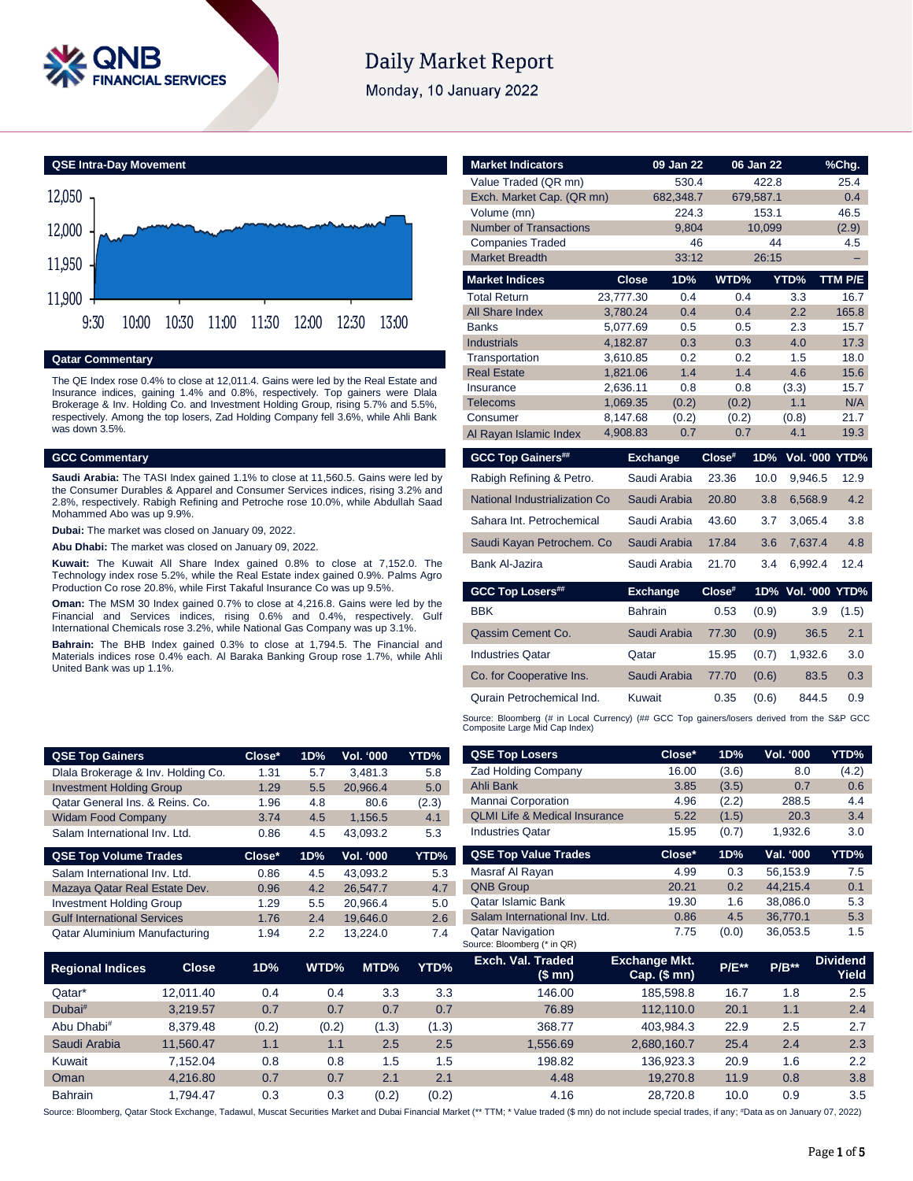# Daily Market Report

Monday, 10 January 2022

## QSE Intra-Day Movement

## Qatar Commentary

The QE Index rose 0.4% to close at 12,011.4. Gains were led by the Real Estate and Insurance indices, gaining 1.4% and 0.8%, respectively. Top gainers were Dlala Brokerage & Inv. Holding Co. and Investment Holding Group, rising 5.7% and 5.5%, respectively. Among the top losers, Zad Holding Company fell 3.6%, while Ahli Bank was down 3.5%.

## GCC Commentary

**Saudi Arabia:** The TASI Index gained 1.1% to close at 11,560.5. Gains were led by the Consumer Durables & Apparel and Consumer Services indices, rising 3.2% and 2.8%, respectively. Rabigh Refining and Petroche rose 10.0%, while Abdullah Saad Mohammed Abo was up 9.9%.

**Dubai:** The market was closed on January 09, 2022.

**Abu Dhabi:** The market was closed on January 09, 2022.

**Kuwait:** The Kuwait All Share Index gained 0.8% to close at 7,152.0. The Technology index rose 5.2%, while the Real Estate index gained 0.9%. Palms Agro Production Co rose 20.8%, while First Takaful Insurance Co was up 9.5%.

**Oman:** The MSM 30 Index gained 0.7% to close at 4,216.8. Gains were led by the Financial and Services indices, rising 0.6% and 0.4%, respectively. Gulf International Chemicals rose 3.2%, while National Gas Company was up 3.1%.

**Bahrain:** The BHB Index gained 0.3% to close at 1,794.5. The Financial and Materials indices rose 0.4% each. Al Baraka Banking Group rose 1.7%, while Ahli United Bank was up 1.1%.

| Market Indicators | 09 Jan 22 | 06 Jan 22 | %Chg. |
|---|---|---|---|
| Value Traded (QR mn) | 530.4 | 422.8 | 25.4 |
| Exch. Market Cap. (QR mn) | 682,348.7 | 679,587.1 | 0.4 |
| Volume (mn) | 224.3 | 153.1 | 46.5 |
| Number of Transactions | 9,804 | 10,099 | (2.9) |
| Companies Traded | 46 | 44 | 4.5 |
| Market Breadth | 33:12 | 26:15 | – |

| Market Indices | Close | 1D% | WTD% | YTD% | TTM P/E |
|---|---|---|---|---|---|
| Total Return | 23,777.30 | 0.4 | 0.4 | 3.3 | 16.7 |
| All Share Index | 3,780.24 | 0.4 | 0.4 | 2.2 | 165.8 |
| Banks | 5,077.69 | 0.5 | 0.5 | 2.3 | 15.7 |
| Industrials | 4,182.87 | 0.3 | 0.3 | 4.0 | 17.3 |
| Transportation | 3,610.85 | 0.2 | 0.2 | 1.5 | 18.0 |
| Real Estate | 1,821.06 | 1.4 | 1.4 | 4.6 | 15.6 |
| Insurance | 2,636.11 | 0.8 | 0.8 | (3.3) | 15.7 |
| Telecoms | 1,069.35 | (0.2) | (0.2) | 1.1 | N/A |
| Consumer | 8,147.68 | (0.2) | (0.2) | (0.8) | 21.7 |
| Al Rayan Islamic Index | 4,908.83 | 0.7 | 0.7 | 4.1 | 19.3 |

| GCC Top Gainers## | Exchange | Close# | 1D% | Vol. '000 | YTD% |
|---|---|---|---|---|---|
| Rabigh Refining & Petro. | Saudi Arabia | 23.36 | 10.0 | 9,946.5 | 12.9 |
| National Industrialization Co | Saudi Arabia | 20.80 | 3.8 | 6,568.9 | 4.2 |
| Sahara Int. Petrochemical | Saudi Arabia | 43.60 | 3.7 | 3,065.4 | 3.8 |
| Saudi Kayan Petrochem. Co | Saudi Arabia | 17.84 | 3.6 | 7,637.4 | 4.8 |
| Bank Al-Jazira | Saudi Arabia | 21.70 | 3.4 | 6,992.4 | 12.4 |

| GCC Top Losers## | Exchange | Close# | 1D% | Vol. '000 | YTD% |
|---|---|---|---|---|---|
| BBK | Bahrain | 0.53 | (0.9) | 3.9 | (1.5) |
| Qassim Cement Co. | Saudi Arabia | 77.30 | (0.9) | 36.5 | 2.1 |
| Industries Qatar | Qatar | 15.95 | (0.7) | 1,932.6 | 3.0 |
| Co. for Cooperative Ins. | Saudi Arabia | 77.70 | (0.6) | 83.5 | 0.3 |
| Qurain Petrochemical Ind. | Kuwait | 0.35 | (0.6) | 844.5 | 0.9 |

Source: Bloomberg (# in Local Currency) (## GCC Top gainers/losers derived from the S&P GCC Composite Large Mid Cap Index)

| QSE Top Gainers | Close* | 1D% | Vol. '000 | YTD% |
|---|---|---|---|---|
| Dlala Brokerage & Inv. Holding Co. | 1.31 | 5.7 | 3,481.3 | 5.8 |
| Investment Holding Group | 1.29 | 5.5 | 20,966.4 | 5.0 |
| Qatar General Ins. & Reins. Co. | 1.96 | 4.8 | 80.6 | (2.3) |
| Widam Food Company | 3.74 | 4.5 | 1,156.5 | 4.1 |
| Salam International Inv. Ltd. | 0.86 | 4.5 | 43,093.2 | 5.3 |

| QSE Top Volume Trades | Close* | 1D% | Vol. '000 | YTD% |
|---|---|---|---|---|
| Salam International Inv. Ltd. | 0.86 | 4.5 | 43,093.2 | 5.3 |
| Mazaya Qatar Real Estate Dev. | 0.96 | 4.2 | 26,547.7 | 4.7 |
| Investment Holding Group | 1.29 | 5.5 | 20,966.4 | 5.0 |
| Gulf International Services | 1.76 | 2.4 | 19,646.0 | 2.6 |
| Qatar Aluminium Manufacturing | 1.94 | 2.2 | 13,224.0 | 7.4 |

| QSE Top Losers | Close* | 1D% | Vol. '000 | YTD% |
|---|---|---|---|---|
| Zad Holding Company | 16.00 | (3.6) | 8.0 | (4.2) |
| Ahli Bank | 3.85 | (3.5) | 0.7 | 0.6 |
| Mannai Corporation | 4.96 | (2.2) | 288.5 | 4.4 |
| QLMI Life & Medical Insurance | 5.22 | (1.5) | 20.3 | 3.4 |
| Industries Qatar | 15.95 | (0.7) | 1,932.6 | 3.0 |

| QSE Top Value Trades | Close* | 1D% | Val. '000 | YTD% |
|---|---|---|---|---|
| Masraf Al Rayan | 4.99 | 0.3 | 56,153.9 | 7.5 |
| QNB Group | 20.21 | 0.2 | 44,215.4 | 0.1 |
| Qatar Islamic Bank | 19.30 | 1.6 | 38,086.0 | 5.3 |
| Salam International Inv. Ltd. | 0.86 | 4.5 | 36,770.1 | 5.3 |
| Qatar Navigation | 7.75 | (0.0) | 36,053.5 | 1.5 |

Source: Bloomberg (* in QR)

| Regional Indices | Close | 1D% | WTD% | MTD% | YTD% | Exch. Val. Traded ($ mn) | Exchange Mkt. Cap. ($ mn) | P/E** | P/B** | Dividend Yield |
|---|---|---|---|---|---|---|---|---|---|---|
| Qatar* | 12,011.40 | 0.4 | 0.4 | 3.3 | 3.3 | 146.00 | 185,598.8 | 16.7 | 1.8 | 2.5 |
| Dubai# | 3,219.57 | 0.7 | 0.7 | 0.7 | 0.7 | 76.89 | 112,110.0 | 20.1 | 1.1 | 2.4 |
| Abu Dhabi# | 8,379.48 | (0.2) | (0.2) | (1.3) | (1.3) | 368.77 | 403,984.3 | 22.9 | 2.5 | 2.7 |
| Saudi Arabia | 11,560.47 | 1.1 | 1.1 | 2.5 | 2.5 | 1,556.69 | 2,680,160.7 | 25.4 | 2.4 | 2.3 |
| Kuwait | 7,152.04 | 0.8 | 0.8 | 1.5 | 1.5 | 198.82 | 136,923.3 | 20.9 | 1.6 | 2.2 |
| Oman | 4,216.80 | 0.7 | 0.7 | 2.1 | 2.1 | 4.48 | 19,270.8 | 11.9 | 0.8 | 3.8 |
| Bahrain | 1,794.47 | 0.3 | 0.3 | (0.2) | (0.2) | 4.16 | 28,720.8 | 10.0 | 0.9 | 3.5 |

Source: Bloomberg, Qatar Stock Exchange, Tadawul, Muscat Securities Market and Dubai Financial Market (** TTM; * Value traded ($ mn) do not include special trades, if any; #Data as on January 07, 2022)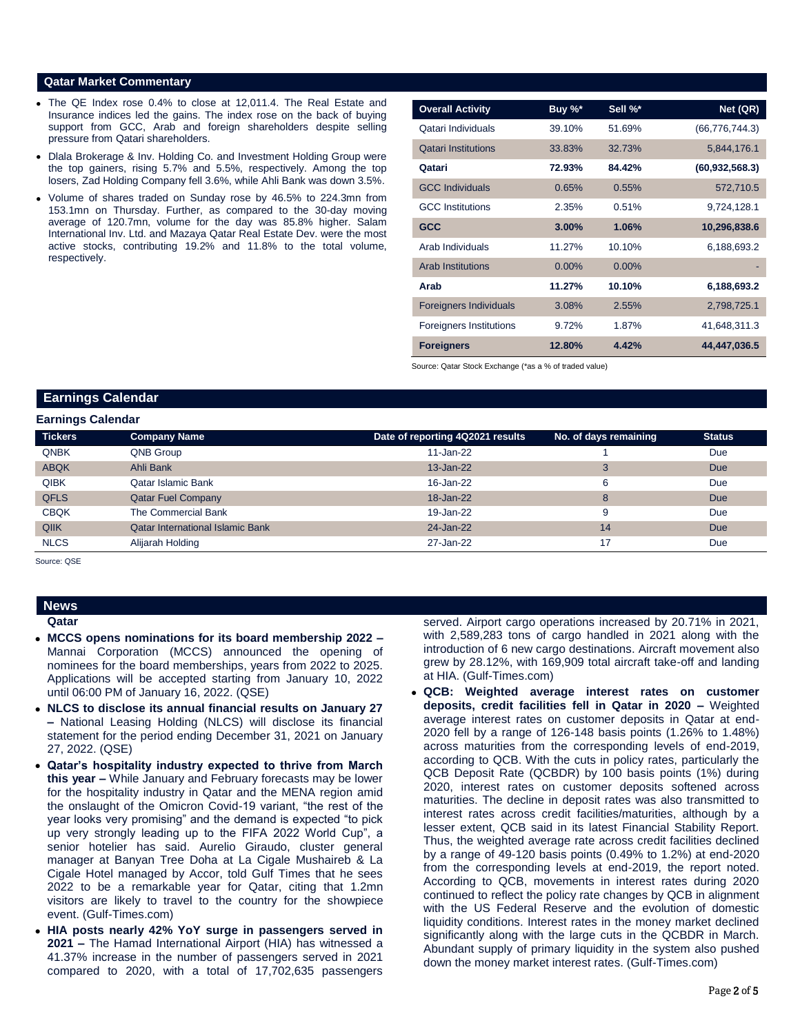## Qatar Market Commentary

- The QE Index rose 0.4% to close at 12,011.4. The Real Estate and Insurance indices led the gains. The index rose on the back of buying support from GCC, Arab and foreign shareholders despite selling pressure from Qatari shareholders.
- Dlala Brokerage & Inv. Holding Co. and Investment Holding Group were the top gainers, rising 5.7% and 5.5%, respectively. Among the top losers, Zad Holding Company fell 3.6%, while Ahli Bank was down 3.5%.
- Volume of shares traded on Sunday rose by 46.5% to 224.3mn from 153.1mn on Thursday. Further, as compared to the 30-day moving average of 120.7mn, volume for the day was 85.8% higher. Salam International Inv. Ltd. and Mazaya Qatar Real Estate Dev. were the most active stocks, contributing 19.2% and 11.8% to the total volume, respectively.

| Overall Activity | Buy %* | Sell %* | Net (QR) |
|---|---|---|---|
| Qatari Individuals | 39.10% | 51.69% | (66,776,744.3) |
| Qatari Institutions | 33.83% | 32.73% | 5,844,176.1 |
| **Qatari** | **72.93%** | **84.42%** | **(60,932,568.3)** |
| GCC Individuals | 0.65% | 0.55% | 572,710.5 |
| GCC Institutions | 2.35% | 0.51% | 9,724,128.1 |
| **GCC** | **3.00%** | **1.06%** | **10,296,838.6** |
| Arab Individuals | 11.27% | 10.10% | 6,188,693.2 |
| Arab Institutions | 0.00% | 0.00% | - |
| **Arab** | **11.27%** | **10.10%** | **6,188,693.2** |
| Foreigners Individuals | 3.08% | 2.55% | 2,798,725.1 |
| Foreigners Institutions | 9.72% | 1.87% | 41,648,311.3 |
| **Foreigners** | **12.80%** | **4.42%** | **44,447,036.5** |

Source: Qatar Stock Exchange (*as a % of traded value)

## Earnings Calendar

### Earnings Calendar

| Tickers | Company Name | Date of reporting 4Q2021 results | No. of days remaining | Status |
|---|---|---|---|---|
| QNBK | QNB Group | 11-Jan-22 | 1 | Due |
| ABQK | Ahli Bank | 13-Jan-22 | 3 | Due |
| QIBK | Qatar Islamic Bank | 16-Jan-22 | 6 | Due |
| QFLS | Qatar Fuel Company | 18-Jan-22 | 8 | Due |
| CBQK | The Commercial Bank | 19-Jan-22 | 9 | Due |
| QIIK | Qatar International Islamic Bank | 24-Jan-22 | 14 | Due |
| NLCS | Alijarah Holding | 27-Jan-22 | 17 | Due |

Source: QSE

## News

### Qatar

- **MCCS opens nominations for its board membership 2022 –** Mannai Corporation (MCCS) announced the opening of nominees for the board memberships, years from 2022 to 2025. Applications will be accepted starting from January 10, 2022 until 06:00 PM of January 16, 2022. (QSE)
- **NLCS to disclose its annual financial results on January 27 –** National Leasing Holding (NLCS) will disclose its financial statement for the period ending December 31, 2021 on January 27, 2022. (QSE)
- **Qatar's hospitality industry expected to thrive from March this year –** While January and February forecasts may be lower for the hospitality industry in Qatar and the MENA region amid the onslaught of the Omicron Covid-19 variant, "the rest of the year looks very promising" and the demand is expected "to pick up very strongly leading up to the FIFA 2022 World Cup", a senior hotelier has said. Aurelio Giraudo, cluster general manager at Banyan Tree Doha at La Cigale Mushaireb & La Cigale Hotel managed by Accor, told Gulf Times that he sees 2022 to be a remarkable year for Qatar, citing that 1.2mn visitors are likely to travel to the country for the showpiece event. (Gulf-Times.com)
- **HIA posts nearly 42% YoY surge in passengers served in 2021 –** The Hamad International Airport (HIA) has witnessed a 41.37% increase in the number of passengers served in 2021 compared to 2020, with a total of 17,702,635 passengers served. Airport cargo operations increased by 20.71% in 2021, with 2,589,283 tons of cargo handled in 2021 along with the introduction of 6 new cargo destinations. Aircraft movement also grew by 28.12%, with 169,909 total aircraft take-off and landing at HIA. (Gulf-Times.com)
- **QCB: Weighted average interest rates on customer deposits, credit facilities fell in Qatar in 2020 –** Weighted average interest rates on customer deposits in Qatar at end-2020 fell by a range of 126-148 basis points (1.26% to 1.48%) across maturities from the corresponding levels of end-2019, according to QCB. With the cuts in policy rates, particularly the QCB Deposit Rate (QCBDR) by 100 basis points (1%) during 2020, interest rates on customer deposits softened across maturities. The decline in deposit rates was also transmitted to interest rates across credit facilities/maturities, although by a lesser extent, QCB said in its latest Financial Stability Report. Thus, the weighted average rate across credit facilities declined by a range of 49-120 basis points (0.49% to 1.2%) at end-2020 from the corresponding levels at end-2019, the report noted. According to QCB, movements in interest rates during 2020 continued to reflect the policy rate changes by QCB in alignment with the US Federal Reserve and the evolution of domestic liquidity conditions. Interest rates in the money market declined significantly along with the large cuts in the QCBDR in March. Abundant supply of primary liquidity in the system also pushed down the money market interest rates. (Gulf-Times.com)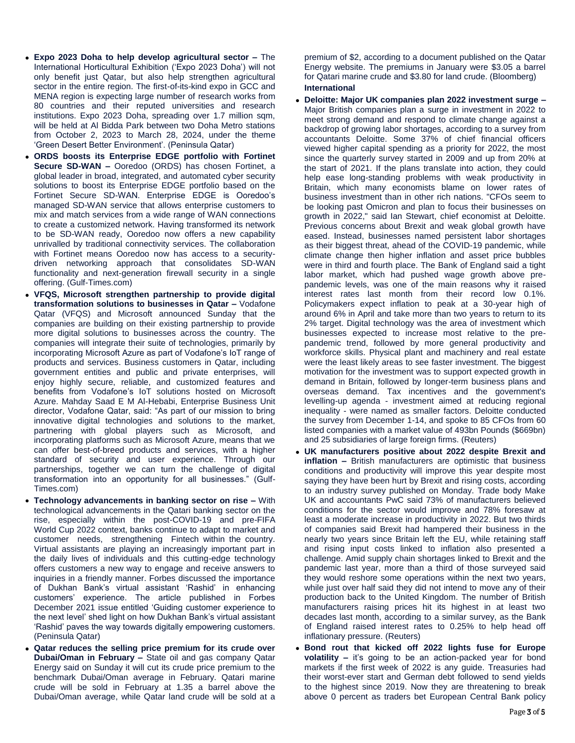- **Expo 2023 Doha to help develop agricultural sector –** The International Horticultural Exhibition ('Expo 2023 Doha') will not only benefit just Qatar, but also help strengthen agricultural sector in the entire region. The first-of-its-kind expo in GCC and MENA region is expecting large number of research works from 80 countries and their reputed universities and research institutions. Expo 2023 Doha, spreading over 1.7 million sqm, will be held at Al Bidda Park between two Doha Metro stations from October 2, 2023 to March 28, 2024, under the theme 'Green Desert Better Environment'. (Peninsula Qatar)
- **ORDS boosts its Enterprise EDGE portfolio with Fortinet Secure SD-WAN –** Ooredoo (ORDS) has chosen Fortinet, a global leader in broad, integrated, and automated cyber security solutions to boost its Enterprise EDGE portfolio based on the Fortinet Secure SD-WAN. Enterprise EDGE is Ooredoo's managed SD-WAN service that allows enterprise customers to mix and match services from a wide range of WAN connections to create a customized network. Having transformed its network to be SD-WAN ready, Ooredoo now offers a new capability unrivalled by traditional connectivity services. The collaboration with Fortinet means Ooredoo now has access to a security-driven networking approach that consolidates SD-WAN functionality and next-generation firewall security in a single offering. (Gulf-Times.com)
- **VFQS, Microsoft strengthen partnership to provide digital transformation solutions to businesses in Qatar –** Vodafone Qatar (VFQS) and Microsoft announced Sunday that the companies are building on their existing partnership to provide more digital solutions to businesses across the country. The companies will integrate their suite of technologies, primarily by incorporating Microsoft Azure as part of Vodafone's IoT range of products and services. Business customers in Qatar, including government entities and public and private enterprises, will enjoy highly secure, reliable, and customized features and benefits from Vodafone's IoT solutions hosted on Microsoft Azure. Mahday Saad E M Al-Hebabi, Enterprise Business Unit director, Vodafone Qatar, said: "As part of our mission to bring innovative digital technologies and solutions to the market, partnering with global players such as Microsoft, and incorporating platforms such as Microsoft Azure, means that we can offer best-of-breed products and services, with a higher standard of security and user experience. Through our partnerships, together we can turn the challenge of digital transformation into an opportunity for all businesses." (Gulf-Times.com)
- **Technology advancements in banking sector on rise –** With technological advancements in the Qatari banking sector on the rise, especially within the post-COVID-19 and pre-FIFA World Cup 2022 context, banks continue to adapt to market and customer needs, strengthening Fintech within the country. Virtual assistants are playing an increasingly important part in the daily lives of individuals and this cutting-edge technology offers customers a new way to engage and receive answers to inquiries in a friendly manner. Forbes discussed the importance of Dukhan Bank's virtual assistant 'Rashid' in enhancing customers' experience. The article published in Forbes December 2021 issue entitled 'Guiding customer experience to the next level' shed light on how Dukhan Bank's virtual assistant 'Rashid' paves the way towards digitally empowering customers. (Peninsula Qatar)
- **Qatar reduces the selling price premium for its crude over Dubai/Oman in February –** State oil and gas company Qatar Energy said on Sunday it will cut its crude price premium to the benchmark Dubai/Oman average in February. Qatari marine crude will be sold in February at 1.35 a barrel above the Dubai/Oman average, while Qatar land crude will be sold at a premium of $2, according to a document published on the Qatar Energy website. The premiums in January were $3.05 a barrel for Qatari marine crude and $3.80 for land crude. (Bloomberg)

**International**

- **Deloitte: Major UK companies plan 2022 investment surge –** Major British companies plan a surge in investment in 2022 to meet strong demand and respond to climate change against a backdrop of growing labor shortages, according to a survey from accountants Deloitte. Some 37% of chief financial officers viewed higher capital spending as a priority for 2022, the most since the quarterly survey started in 2009 and up from 20% at the start of 2021. If the plans translate into action, they could help ease long-standing problems with weak productivity in Britain, which many economists blame on lower rates of business investment than in other rich nations. "CFOs seem to be looking past Omicron and plan to focus their businesses on growth in 2022," said Ian Stewart, chief economist at Deloitte. Previous concerns about Brexit and weak global growth have eased. Instead, businesses named persistent labor shortages as their biggest threat, ahead of the COVID-19 pandemic, while climate change then higher inflation and asset price bubbles were in third and fourth place. The Bank of England said a tight labor market, which had pushed wage growth above pre-pandemic levels, was one of the main reasons why it raised interest rates last month from their record low 0.1%. Policymakers expect inflation to peak at a 30-year high of around 6% in April and take more than two years to return to its 2% target. Digital technology was the area of investment which businesses expected to increase most relative to the pre-pandemic trend, followed by more general productivity and workforce skills. Physical plant and machinery and real estate were the least likely areas to see faster investment. The biggest motivation for the investment was to support expected growth in demand in Britain, followed by longer-term business plans and overseas demand. Tax incentives and the government's levelling-up agenda - investment aimed at reducing regional inequality - were named as smaller factors. Deloitte conducted the survey from December 1-14, and spoke to 85 CFOs from 60 listed companies with a market value of 493bn Pounds ($669bn) and 25 subsidiaries of large foreign firms. (Reuters)
- **UK manufacturers positive about 2022 despite Brexit and inflation –** British manufacturers are optimistic that business conditions and productivity will improve this year despite most saying they have been hurt by Brexit and rising costs, according to an industry survey published on Monday. Trade body Make UK and accountants PwC said 73% of manufacturers believed conditions for the sector would improve and 78% foresaw at least a moderate increase in productivity in 2022. But two thirds of companies said Brexit had hampered their business in the nearly two years since Britain left the EU, while retaining staff and rising input costs linked to inflation also presented a challenge. Amid supply chain shortages linked to Brexit and the pandemic last year, more than a third of those surveyed said they would reshore some operations within the next two years, while just over half said they did not intend to move any of their production back to the United Kingdom. The number of British manufacturers raising prices hit its highest in at least two decades last month, according to a similar survey, as the Bank of England raised interest rates to 0.25% to help head off inflationary pressure. (Reuters)
- **Bond rout that kicked off 2022 lights fuse for Europe volatility –** it's going to be an action-packed year for bond markets if the first week of 2022 is any guide. Treasuries had their worst-ever start and German debt followed to send yields to the highest since 2019. Now they are threatening to break above 0 percent as traders bet European Central Bank policy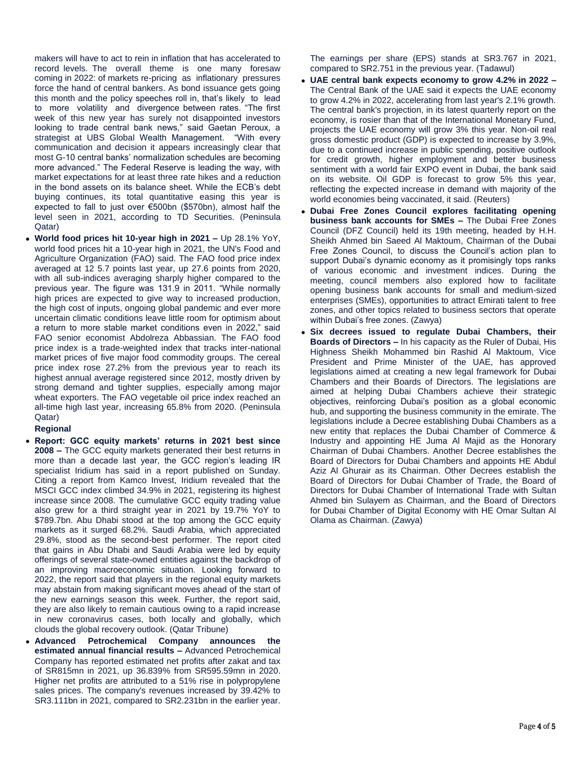makers will have to act to rein in inflation that has accelerated to record levels. The overall theme is one many foresaw coming in 2022: of markets re-pricing as inflationary pressures force the hand of central bankers. As bond issuance gets going this month and the policy speeches roll in, that's likely to lead to more volatility and divergence between rates. "The first week of this new year has surely not disappointed investors looking to trade central bank news," said Gaetan Peroux, a strategist at UBS Global Wealth Management. "With every communication and decision it appears increasingly clear that most G-10 central banks' normalization schedules are becoming more advanced." The Federal Reserve is leading the way, with market expectations for at least three rate hikes and a reduction in the bond assets on its balance sheet. While the ECB's debt buying continues, its total quantitative easing this year is expected to fall to just over €500bn ($570bn), almost half the level seen in 2021, according to TD Securities. (Peninsula Qatar)

- **World food prices hit 10-year high in 2021 –** Up 28.1% YoY, world food prices hit a 10-year high in 2021, the UN's Food and Agriculture Organization (FAO) said. The FAO food price index averaged at 12 5.7 points last year, up 27.6 points from 2020, with all sub-indices averaging sharply higher compared to the previous year. The figure was 131.9 in 2011. "While normally high prices are expected to give way to increased production, the high cost of inputs, ongoing global pandemic and ever more uncertain climatic conditions leave little room for optimism about a return to more stable market conditions even in 2022," said FAO senior economist Abdolreza Abbassian. The FAO food price index is a trade-weighted index that tracks inter-national market prices of five major food commodity groups. The cereal price index rose 27.2% from the previous year to reach its highest annual average registered since 2012, mostly driven by strong demand and tighter supplies, especially among major wheat exporters. The FAO vegetable oil price index reached an all-time high last year, increasing 65.8% from 2020. (Peninsula Qatar)

**Regional**

- **Report: GCC equity markets' returns in 2021 best since 2008 –** The GCC equity markets generated their best returns in more than a decade last year, the GCC region's leading IR specialist Iridium has said in a report published on Sunday. Citing a report from Kamco Invest, Iridium revealed that the MSCI GCC index climbed 34.9% in 2021, registering its highest increase since 2008. The cumulative GCC equity trading value also grew for a third straight year in 2021 by 19.7% YoY to $789.7bn. Abu Dhabi stood at the top among the GCC equity markets as it surged 68.2%. Saudi Arabia, which appreciated 29.8%, stood as the second-best performer. The report cited that gains in Abu Dhabi and Saudi Arabia were led by equity offerings of several state-owned entities against the backdrop of an improving macroeconomic situation. Looking forward to 2022, the report said that players in the regional equity markets may abstain from making significant moves ahead of the start of the new earnings season this week. Further, the report said, they are also likely to remain cautious owing to a rapid increase in new coronavirus cases, both locally and globally, which clouds the global recovery outlook. (Qatar Tribune)
- **Advanced Petrochemical Company announces the estimated annual financial results –** Advanced Petrochemical Company has reported estimated net profits after zakat and tax of SR815mn in 2021, up 36.839% from SR595.59mn in 2020. Higher net profits are attributed to a 51% rise in polypropylene sales prices. The company's revenues increased by 39.42% to SR3.111bn in 2021, compared to SR2.231bn in the earlier year. The earnings per share (EPS) stands at SR3.767 in 2021, compared to SR2.751 in the previous year. (Tadawul)
- **UAE central bank expects economy to grow 4.2% in 2022 –** The Central Bank of the UAE said it expects the UAE economy to grow 4.2% in 2022, accelerating from last year's 2.1% growth. The central bank's projection, in its latest quarterly report on the economy, is rosier than that of the International Monetary Fund, projects the UAE economy will grow 3% this year. Non-oil real gross domestic product (GDP) is expected to increase by 3.9%, due to a continued increase in public spending, positive outlook for credit growth, higher employment and better business sentiment with a world fair EXPO event in Dubai, the bank said on its website. Oil GDP is forecast to grow 5% this year, reflecting the expected increase in demand with majority of the world economies being vaccinated, it said. (Reuters)
- **Dubai Free Zones Council explores facilitating opening business bank accounts for SMEs –** The Dubai Free Zones Council (DFZ Council) held its 19th meeting, headed by H.H. Sheikh Ahmed bin Saeed Al Maktoum, Chairman of the Dubai Free Zones Council, to discuss the Council's action plan to support Dubai's dynamic economy as it promisingly tops ranks of various economic and investment indices. During the meeting, council members also explored how to facilitate opening business bank accounts for small and medium-sized enterprises (SMEs), opportunities to attract Emirati talent to free zones, and other topics related to business sectors that operate within Dubai's free zones. (Zawya)
- **Six decrees issued to regulate Dubai Chambers, their Boards of Directors –** In his capacity as the Ruler of Dubai, His Highness Sheikh Mohammed bin Rashid Al Maktoum, Vice President and Prime Minister of the UAE, has approved legislations aimed at creating a new legal framework for Dubai Chambers and their Boards of Directors. The legislations are aimed at helping Dubai Chambers achieve their strategic objectives, reinforcing Dubai's position as a global economic hub, and supporting the business community in the emirate. The legislations include a Decree establishing Dubai Chambers as a new entity that replaces the Dubai Chamber of Commerce & Industry and appointing HE Juma Al Majid as the Honorary Chairman of Dubai Chambers. Another Decree establishes the Board of Directors for Dubai Chambers and appoints HE Abdul Aziz Al Ghurair as its Chairman. Other Decrees establish the Board of Directors for Dubai Chamber of Trade, the Board of Directors for Dubai Chamber of International Trade with Sultan Ahmed bin Sulayem as Chairman, and the Board of Directors for Dubai Chamber of Digital Economy with HE Omar Sultan Al Olama as Chairman. (Zawya)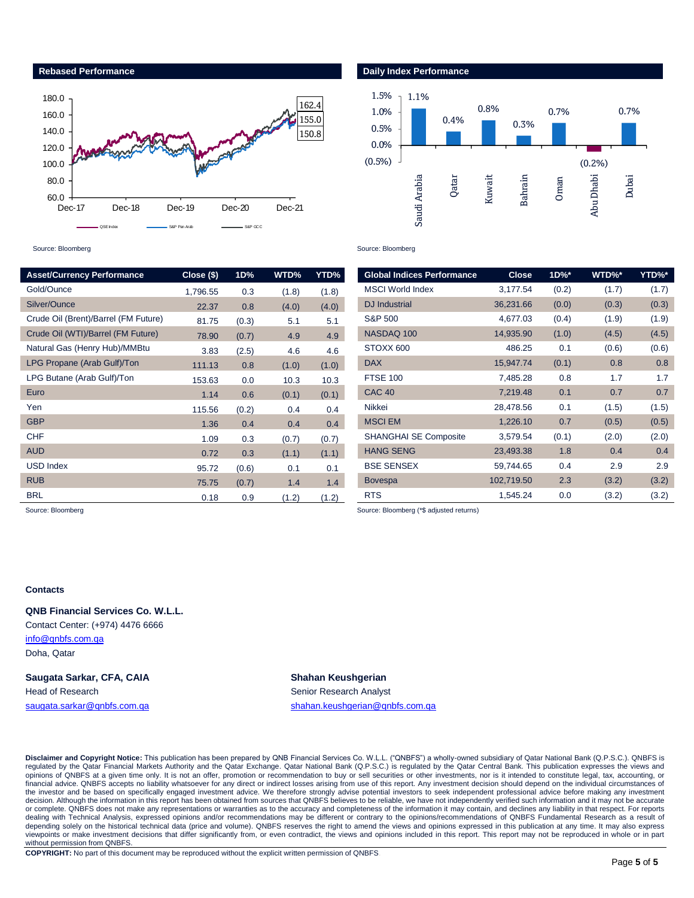## Rebased Performance

180.0
160.0
140.0
120.0
100.0
80.0
60.0

Dec-17 Dec-18 Dec-19 Dec-20 Dec-21

162.4
155.0
150.8

QSE Index S&P Pan Arab S&P GCC

Source: Bloomberg

## Daily Index Performance

1.5%
1.0%
0.5%
0.0%
(0.5%)

1.1% 0.4% 0.8% 0.3% 0.7% (0.2%) 0.7%

Saudi Arabia Qatar Kuwait Bahrain Oman Abu Dhabi Dubai

Source: Bloomberg

| Asset/Currency Performance | Close ($) | 1D% | WTD% | YTD% |
|---|---|---|---|---|
| Gold/Ounce | 1,796.55 | 0.3 | (1.8) | (1.8) |
| Silver/Ounce | 22.37 | 0.8 | (4.0) | (4.0) |
| Crude Oil (Brent)/Barrel (FM Future) | 81.75 | (0.3) | 5.1 | 5.1 |
| Crude Oil (WTI)/Barrel (FM Future) | 78.90 | (0.7) | 4.9 | 4.9 |
| Natural Gas (Henry Hub)/MMBtu | 3.83 | (2.5) | 4.6 | 4.6 |
| LPG Propane (Arab Gulf)/Ton | 111.13 | 0.8 | (1.0) | (1.0) |
| LPG Butane (Arab Gulf)/Ton | 153.63 | 0.0 | 10.3 | 10.3 |
| Euro | 1.14 | 0.6 | (0.1) | (0.1) |
| Yen | 115.56 | (0.2) | 0.4 | 0.4 |
| GBP | 1.36 | 0.4 | 0.4 | 0.4 |
| CHF | 1.09 | 0.3 | (0.7) | (0.7) |
| AUD | 0.72 | 0.3 | (1.1) | (1.1) |
| USD Index | 95.72 | (0.6) | 0.1 | 0.1 |
| RUB | 75.75 | (0.7) | 1.4 | 1.4 |
| BRL | 0.18 | 0.9 | (1.2) | (1.2) |

Source: Bloomberg

| Global Indices Performance | Close | 1D%* | WTD%* | YTD%* |
|---|---|---|---|---|
| MSCI World Index | 3,177.54 | (0.2) | (1.7) | (1.7) |
| DJ Industrial | 36,231.66 | (0.0) | (0.3) | (0.3) |
| S&P 500 | 4,677.03 | (0.4) | (1.9) | (1.9) |
| NASDAQ 100 | 14,935.90 | (1.0) | (4.5) | (4.5) |
| STOXX 600 | 486.25 | 0.1 | (0.6) | (0.6) |
| DAX | 15,947.74 | (0.1) | 0.8 | 0.8 |
| FTSE 100 | 7,485.28 | 0.8 | 1.7 | 1.7 |
| CAC 40 | 7,219.48 | 0.1 | 0.7 | 0.7 |
| Nikkei | 28,478.56 | 0.1 | (1.5) | (1.5) |
| MSCI EM | 1,226.10 | 0.7 | (0.5) | (0.5) |
| SHANGHAI SE Composite | 3,579.54 | (0.1) | (2.0) | (2.0) |
| HANG SENG | 23,493.38 | 1.8 | 0.4 | 0.4 |
| BSE SENSEX | 59,744.65 | 0.4 | 2.9 | 2.9 |
| Bovespa | 102,719.50 | 2.3 | (3.2) | (3.2) |
| RTS | 1,545.24 | 0.0 | (3.2) | (3.2) |

Source: Bloomberg (*$ adjusted returns)

**Contacts**

**QNB Financial Services Co. W.L.L.**
Contact Center: (+974) 4476 6666
info@qnbfs.com.qa
Doha, Qatar

**Saugata Sarkar, CFA, CAIA**
Head of Research
saugata.sarkar@qnbfs.com.qa

**Shahan Keushgerian**
Senior Research Analyst
shahan.keushgerian@qnbfs.com.qa

**Disclaimer and Copyright Notice:** This publication has been prepared by QNB Financial Services Co. W.L.L. ("QNBFS") a wholly-owned subsidiary of Qatar National Bank (Q.P.S.C.). QNBFS is regulated by the Qatar Financial Markets Authority and the Qatar Exchange. Qatar National Bank (Q.P.S.C.) is regulated by the Qatar Central Bank. This publication expresses the views and opinions of QNBFS at a given time only. It is not an offer, promotion or recommendation to buy or sell securities or other investments, nor is it intended to constitute legal, tax, accounting, or financial advice. QNBFS accepts no liability whatsoever for any direct or indirect losses arising from use of this report. Any investment decision should depend on the individual circumstances of the investor and be based on specifically engaged investment advice. We therefore strongly advise potential investors to seek independent professional advice before making any investment decision. Although the information in this report has been obtained from sources that QNBFS believes to be reliable, we have not independently verified such information and it may not be accurate or complete. QNBFS does not make any representations or warranties as to the accuracy and completeness of the information it may contain, and declines any liability in that respect. For reports dealing with Technical Analysis, expressed opinions and/or recommendations may be different or contrary to the opinions/recommendations of QNBFS Fundamental Research as a result of depending solely on the historical technical data (price and volume). QNBFS reserves the right to amend the views and opinions expressed in this publication at any time. It may also express viewpoints or make investment decisions that differ significantly from, or even contradict, the views and opinions included in this report. This report may not be reproduced in whole or in part without permission from QNBFS.

**COPYRIGHT:** No part of this document may be reproduced without the explicit written permission of QNBFS